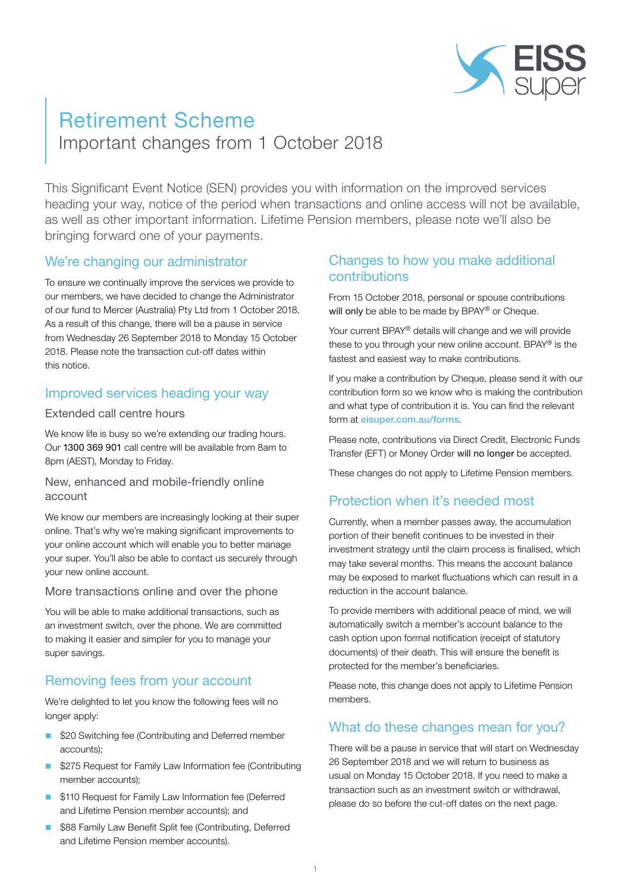# Retirement Scheme

## Important changes from 1 October 2018

This Significant Event Notice (SEN) provides you with information on the improved services heading your way, notice of the period when transactions and online access will not be available, as well as other important information. Lifetime Pension members, please note we'll also be bringing forward one of your payments.

## We're changing our administrator

To ensure we continually improve the services we provide to our members, we have decided to change the Administrator of our fund to Mercer (Australia) Pty Ltd from 1 October 2018. As a result of this change, there will be a pause in service from Wednesday 26 September 2018 to Monday 15 October 2018. Please note the transaction cut-off dates within this notice.

## Improved services heading your way

### Extended call centre hours

We know life is busy so we're extending our trading hours. Our 1300 369 901 call centre will be available from 8am to 8pm (AEST), Monday to Friday.

### New, enhanced and mobile-friendly online account

We know our members are increasingly looking at their super online. That's why we're making significant improvements to your online account which will enable you to better manage your super. You'll also be able to contact us securely through your new online account.

### More transactions online and over the phone

You will be able to make additional transactions, such as an investment switch, over the phone. We are committed to making it easier and simpler for you to manage your super savings.

## Removing fees from your account

We're delighted to let you know the following fees will no longer apply:

- $20 Switching fee (Contributing and Deferred member accounts);
- $275 Request for Family Law Information fee (Contributing member accounts);
- $110 Request for Family Law Information fee (Deferred and Lifetime Pension member accounts); and
- $88 Family Law Benefit Split fee (Contributing, Deferred and Lifetime Pension member accounts).

## Changes to how you make additional contributions

From 15 October 2018, personal or spouse contributions will only be able to be made by BPAY® or Cheque.

Your current BPAY® details will change and we will provide these to you through your new online account. BPAY® is the fastest and easiest way to make contributions.

If you make a contribution by Cheque, please send it with our contribution form so we know who is making the contribution and what type of contribution it is. You can find the relevant form at eisuper.com.au/forms.

Please note, contributions via Direct Credit, Electronic Funds Transfer (EFT) or Money Order will no longer be accepted.

These changes do not apply to Lifetime Pension members.

## Protection when it's needed most

Currently, when a member passes away, the accumulation portion of their benefit continues to be invested in their investment strategy until the claim process is finalised, which may take several months. This means the account balance may be exposed to market fluctuations which can result in a reduction in the account balance.

To provide members with additional peace of mind, we will automatically switch a member's account balance to the cash option upon formal notification (receipt of statutory documents) of their death. This will ensure the benefit is protected for the member's beneficiaries.

Please note, this change does not apply to Lifetime Pension members.

## What do these changes mean for you?

There will be a pause in service that will start on Wednesday 26 September 2018 and we will return to business as usual on Monday 15 October 2018. If you need to make a transaction such as an investment switch or withdrawal, please do so before the cut-off dates on the next page.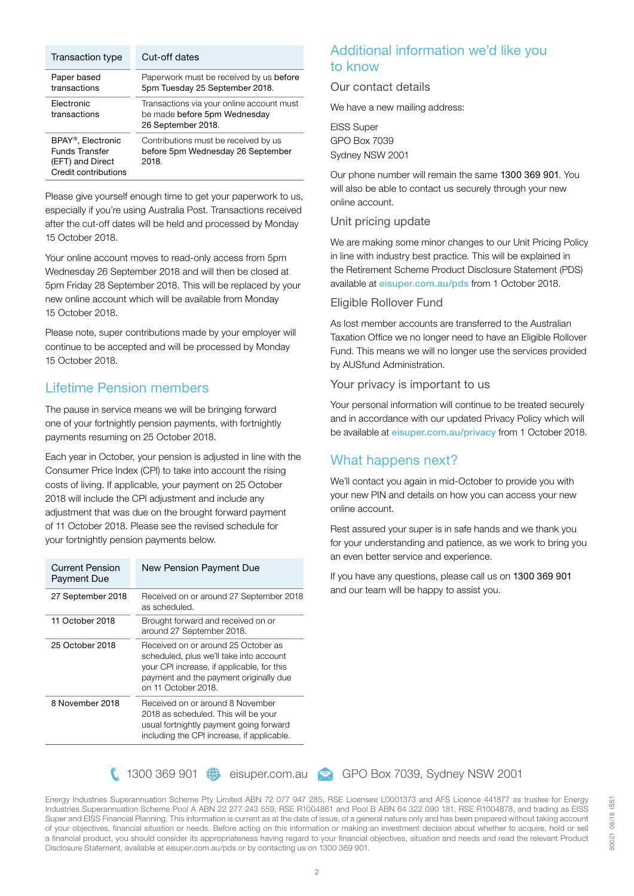| Transaction type | Cut-off dates |
|---|---|
| Paper based transactions | Paperwork must be received by us **before** 5pm Tuesday 25 September 2018. |
| Electronic transactions | Transactions via your online account must be made **before** 5pm Wednesday 26 September 2018. |
| BPAY®, Electronic Funds Transfer (EFT) and Direct Credit contributions | Contributions must be received by us **before** 5pm Wednesday 26 September 2018. |

Please give yourself enough time to get your paperwork to us, especially if you're using Australia Post. Transactions received after the cut-off dates will be held and processed by Monday 15 October 2018.

Your online account moves to read-only access from 5pm Wednesday 26 September 2018 and will then be closed at 5pm Friday 28 September 2018. This will be replaced by your new online account which will be available from Monday 15 October 2018.

Please note, super contributions made by your employer will continue to be accepted and will be processed by Monday 15 October 2018.

## Lifetime Pension members

The pause in service means we will be bringing forward one of your fortnightly pension payments, with fortnightly payments resuming on 25 October 2018.

Each year in October, your pension is adjusted in line with the Consumer Price Index (CPI) to take into account the rising costs of living. If applicable, your payment on 25 October 2018 will include the CPI adjustment and include any adjustment that was due on the brought forward payment of 11 October 2018. Please see the revised schedule for your fortnightly pension payments below.

| Current Pension Payment Due | New Pension Payment Due |
|---|---|
| 27 September 2018 | Received on or around 27 September 2018 as scheduled. |
| 11 October 2018 | Brought forward and received on or around 27 September 2018. |
| 25 October 2018 | Received on or around 25 October as scheduled, plus we'll take into account your CPI increase, if applicable, for this payment and the payment originally due on 11 October 2018. |
| 8 November 2018 | Received on or around 8 November 2018 as scheduled. This will be your usual fortnightly payment going forward including the CPI increase, if applicable. |

## Additional information we'd like you to know

### Our contact details

We have a new mailing address:

EISS Super
GPO Box 7039
Sydney NSW 2001

Our phone number will remain the same **1300 369 901**. You will also be able to contact us securely through your new online account.

### Unit pricing update

We are making some minor changes to our Unit Pricing Policy in line with industry best practice. This will be explained in the Retirement Scheme Product Disclosure Statement (PDS) available at **eisuper.com.au/pds** from 1 October 2018.

### Eligible Rollover Fund

As lost member accounts are transferred to the Australian Taxation Office we no longer need to have an Eligible Rollover Fund. This means we will no longer use the services provided by AUSfund Administration.

### Your privacy is important to us

Your personal information will continue to be treated securely and in accordance with our updated Privacy Policy which will be available at **eisuper.com.au/privacy** from 1 October 2018.

## What happens next?

We'll contact you again in mid-October to provide you with your new PIN and details on how you can access your new online account.

Rest assured your super is in safe hands and we thank you for your understanding and patience, as we work to bring you an even better service and experience.

If you have any questions, please call us on **1300 369 901** and our team will be happy to assist you.

1300 369 901 eisuper.com.au GPO Box 7039, Sydney NSW 2001

Energy Industries Superannuation Scheme Pty Limited ABN 72 077 947 285, RSE Licensee L0001373 and AFS Licence 441877 as trustee for Energy Industries Superannuation Scheme Pool A ABN 22 277 243 559, RSE R1004861 and Pool B ABN 64 322 090 181, RSE R1004878, and trading as EISS Super and EISS Financial Planning. This information is current as at the date of issue, of a general nature only and has been prepared without taking account of your objectives, financial situation or needs. Before acting on this information or making an investment decision about whether to acquire, hold or sell a financial product, you should consider its appropriateness having regard to your financial objectives, situation and needs and read the relevant Product Disclosure Statement, available at eisuper.com.au/pds or by contacting us on 1300 369 901.

50021 08/18 ISS1